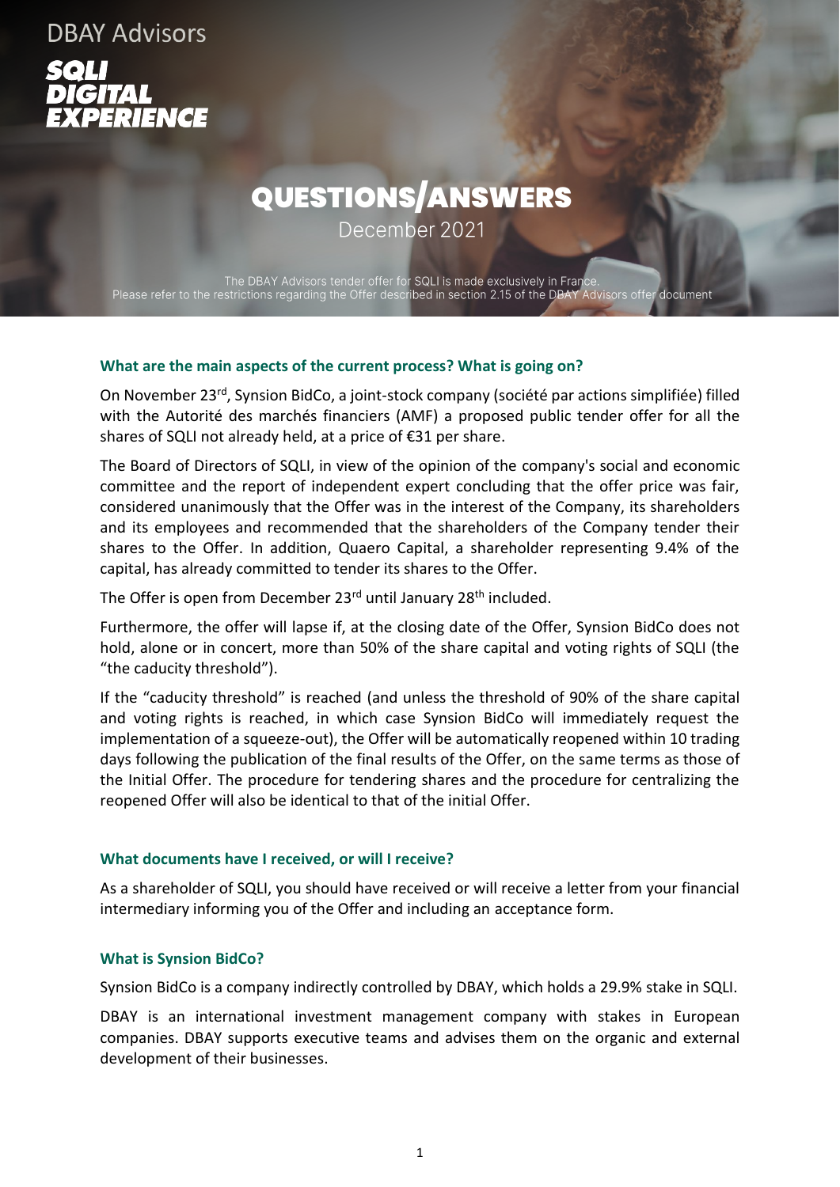DBAY Advisors

SQLI DIGITAL EXPERIENCE

# QUESTIONS/ANSWERS

December 2021

The DBAY Advisors tender offer for SQLI is made exclusively in France.
Please refer to the restrictions regarding the Offer described in section 2.15 of the DBAY Advisors offer document

### What are the main aspects of the current process? What is going on?

On November 23rd, Synsion BidCo, a joint-stock company (société par actions simplifiée) filled with the Autorité des marchés financiers (AMF) a proposed public tender offer for all the shares of SQLI not already held, at a price of €31 per share.

The Board of Directors of SQLI, in view of the opinion of the company's social and economic committee and the report of independent expert concluding that the offer price was fair, considered unanimously that the Offer was in the interest of the Company, its shareholders and its employees and recommended that the shareholders of the Company tender their shares to the Offer. In addition, Quaero Capital, a shareholder representing 9.4% of the capital, has already committed to tender its shares to the Offer.

The Offer is open from December 23rd until January 28th included.

Furthermore, the offer will lapse if, at the closing date of the Offer, Synsion BidCo does not hold, alone or in concert, more than 50% of the share capital and voting rights of SQLI (the "the caducity threshold").

If the "caducity threshold" is reached (and unless the threshold of 90% of the share capital and voting rights is reached, in which case Synsion BidCo will immediately request the implementation of a squeeze-out), the Offer will be automatically reopened within 10 trading days following the publication of the final results of the Offer, on the same terms as those of the Initial Offer. The procedure for tendering shares and the procedure for centralizing the reopened Offer will also be identical to that of the initial Offer.

### What documents have I received, or will I receive?

As a shareholder of SQLI, you should have received or will receive a letter from your financial intermediary informing you of the Offer and including an acceptance form.

### What is Synsion BidCo?

Synsion BidCo is a company indirectly controlled by DBAY, which holds a 29.9% stake in SQLI.

DBAY is an international investment management company with stakes in European companies. DBAY supports executive teams and advises them on the organic and external development of their businesses.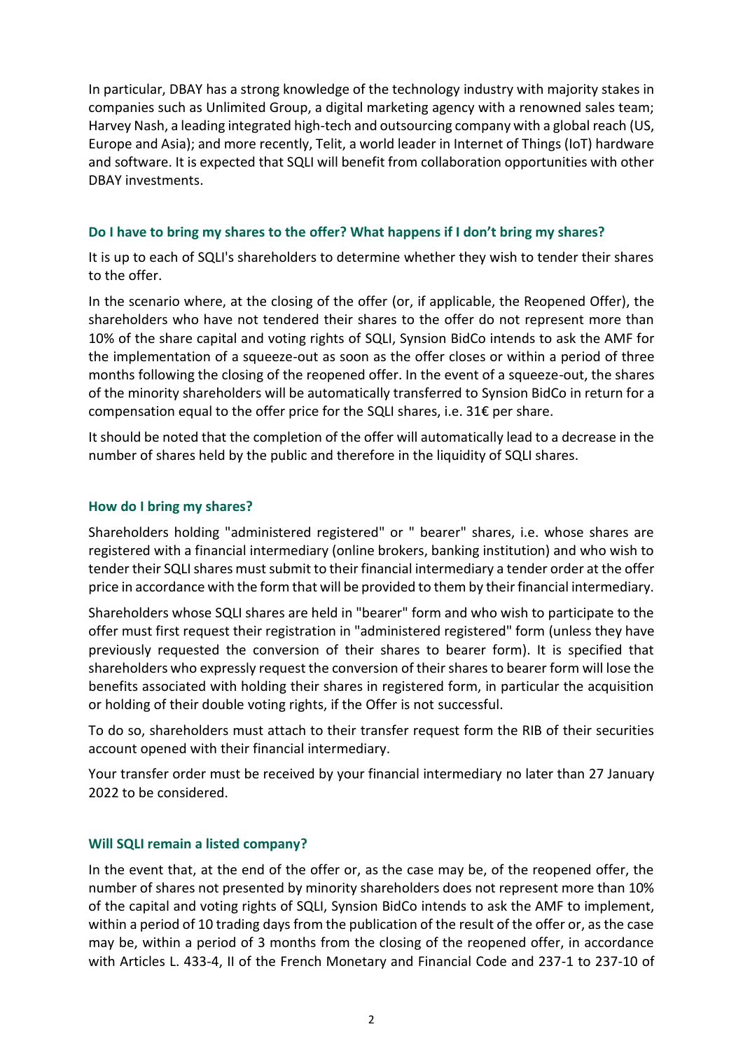In particular, DBAY has a strong knowledge of the technology industry with majority stakes in companies such as Unlimited Group, a digital marketing agency with a renowned sales team; Harvey Nash, a leading integrated high-tech and outsourcing company with a global reach (US, Europe and Asia); and more recently, Telit, a world leader in Internet of Things (IoT) hardware and software. It is expected that SQLI will benefit from collaboration opportunities with other DBAY investments.

### Do I have to bring my shares to the offer? What happens if I don't bring my shares?

It is up to each of SQLI's shareholders to determine whether they wish to tender their shares to the offer.

In the scenario where, at the closing of the offer (or, if applicable, the Reopened Offer), the shareholders who have not tendered their shares to the offer do not represent more than 10% of the share capital and voting rights of SQLI, Synsion BidCo intends to ask the AMF for the implementation of a squeeze-out as soon as the offer closes or within a period of three months following the closing of the reopened offer. In the event of a squeeze-out, the shares of the minority shareholders will be automatically transferred to Synsion BidCo in return for a compensation equal to the offer price for the SQLI shares, i.e. 31€ per share.

It should be noted that the completion of the offer will automatically lead to a decrease in the number of shares held by the public and therefore in the liquidity of SQLI shares.

### How do I bring my shares?

Shareholders holding "administered registered" or " bearer" shares, i.e. whose shares are registered with a financial intermediary (online brokers, banking institution) and who wish to tender their SQLI shares must submit to their financial intermediary a tender order at the offer price in accordance with the form that will be provided to them by their financial intermediary.

Shareholders whose SQLI shares are held in "bearer" form and who wish to participate to the offer must first request their registration in "administered registered" form (unless they have previously requested the conversion of their shares to bearer form). It is specified that shareholders who expressly request the conversion of their shares to bearer form will lose the benefits associated with holding their shares in registered form, in particular the acquisition or holding of their double voting rights, if the Offer is not successful.

To do so, shareholders must attach to their transfer request form the RIB of their securities account opened with their financial intermediary.

Your transfer order must be received by your financial intermediary no later than 27 January 2022 to be considered.

### Will SQLI remain a listed company?

In the event that, at the end of the offer or, as the case may be, of the reopened offer, the number of shares not presented by minority shareholders does not represent more than 10% of the capital and voting rights of SQLI, Synsion BidCo intends to ask the AMF to implement, within a period of 10 trading days from the publication of the result of the offer or, as the case may be, within a period of 3 months from the closing of the reopened offer, in accordance with Articles L. 433-4, II of the French Monetary and Financial Code and 237-1 to 237-10 of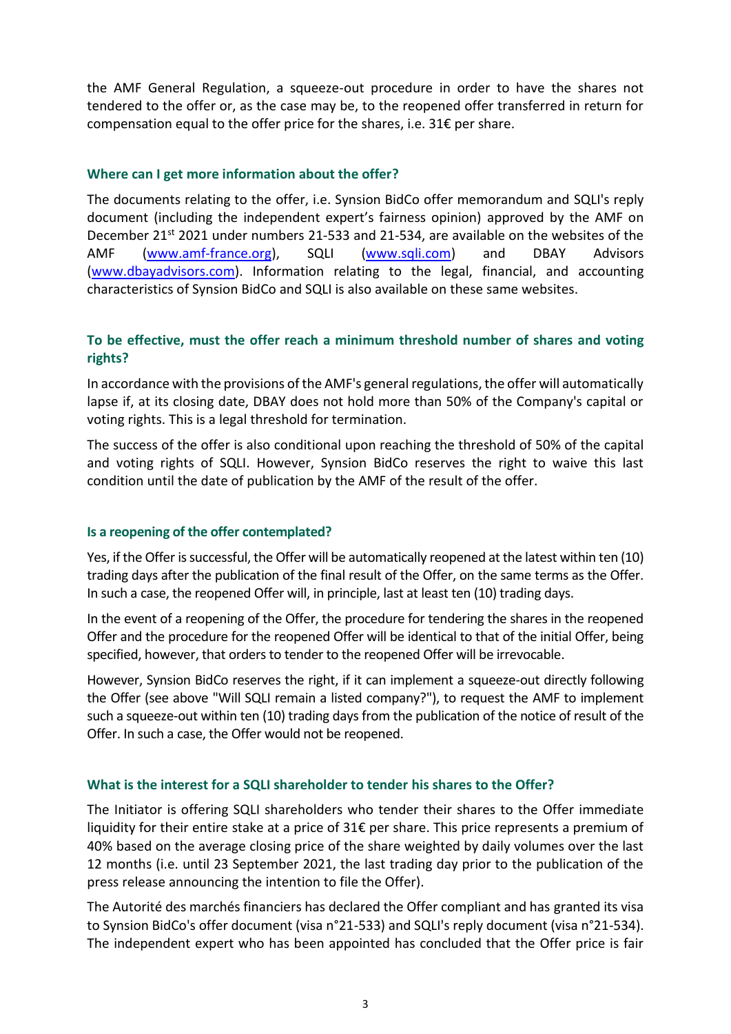the AMF General Regulation, a squeeze-out procedure in order to have the shares not tendered to the offer or, as the case may be, to the reopened offer transferred in return for compensation equal to the offer price for the shares, i.e. 31€ per share.

### Where can I get more information about the offer?

The documents relating to the offer, i.e. Synsion BidCo offer memorandum and SQLI's reply document (including the independent expert's fairness opinion) approved by the AMF on December 21st 2021 under numbers 21-533 and 21-534, are available on the websites of the AMF ([www.amf-france.org](www.amf-france.org)), SQLI ([www.sqli.com](www.sqli.com)) and DBAY Advisors ([www.dbayadvisors.com](www.dbayadvisors.com)). Information relating to the legal, financial, and accounting characteristics of Synsion BidCo and SQLI is also available on these same websites.

### To be effective, must the offer reach a minimum threshold number of shares and voting rights?

In accordance with the provisions of the AMF's general regulations, the offer will automatically lapse if, at its closing date, DBAY does not hold more than 50% of the Company's capital or voting rights. This is a legal threshold for termination.

The success of the offer is also conditional upon reaching the threshold of 50% of the capital and voting rights of SQLI. However, Synsion BidCo reserves the right to waive this last condition until the date of publication by the AMF of the result of the offer.

### Is a reopening of the offer contemplated?

Yes, if the Offer is successful, the Offer will be automatically reopened at the latest within ten (10) trading days after the publication of the final result of the Offer, on the same terms as the Offer. In such a case, the reopened Offer will, in principle, last at least ten (10) trading days.

In the event of a reopening of the Offer, the procedure for tendering the shares in the reopened Offer and the procedure for the reopened Offer will be identical to that of the initial Offer, being specified, however, that orders to tender to the reopened Offer will be irrevocable.

However, Synsion BidCo reserves the right, if it can implement a squeeze-out directly following the Offer (see above "Will SQLI remain a listed company?"), to request the AMF to implement such a squeeze-out within ten (10) trading days from the publication of the notice of result of the Offer. In such a case, the Offer would not be reopened.

### What is the interest for a SQLI shareholder to tender his shares to the Offer?

The Initiator is offering SQLI shareholders who tender their shares to the Offer immediate liquidity for their entire stake at a price of 31€ per share. This price represents a premium of 40% based on the average closing price of the share weighted by daily volumes over the last 12 months (i.e. until 23 September 2021, the last trading day prior to the publication of the press release announcing the intention to file the Offer).

The Autorité des marchés financiers has declared the Offer compliant and has granted its visa to Synsion BidCo's offer document (visa n°21-533) and SQLI's reply document (visa n°21-534). The independent expert who has been appointed has concluded that the Offer price is fair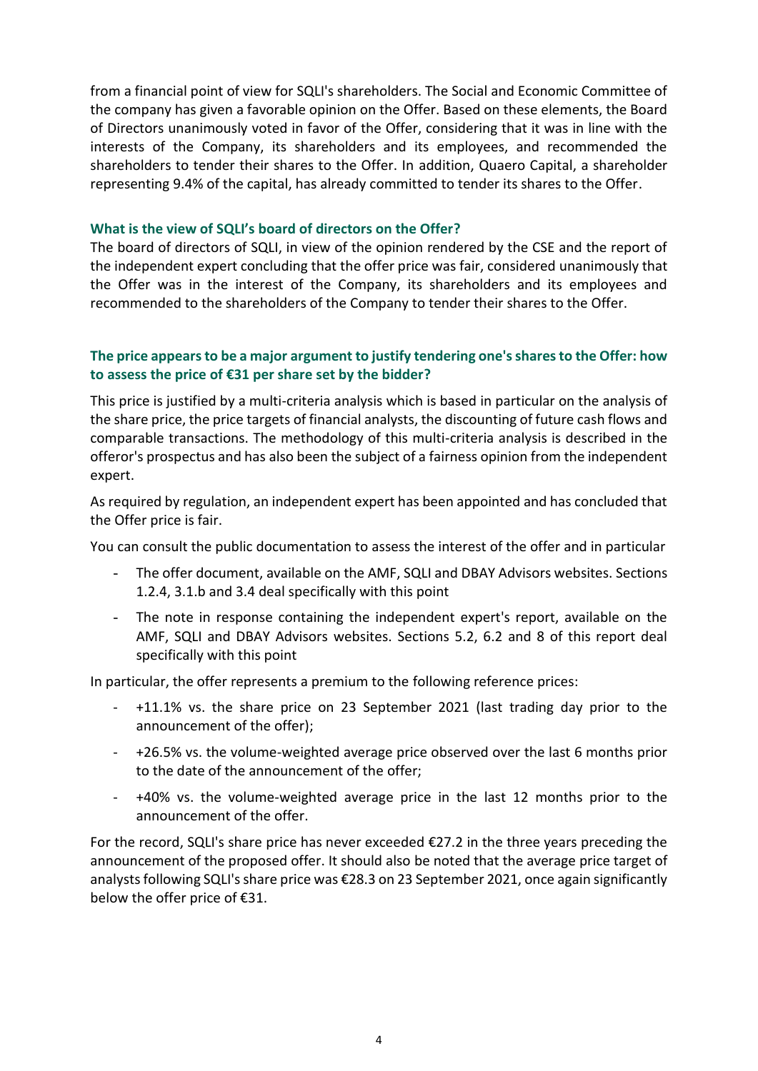from a financial point of view for SQLI's shareholders. The Social and Economic Committee of the company has given a favorable opinion on the Offer. Based on these elements, the Board of Directors unanimously voted in favor of the Offer, considering that it was in line with the interests of the Company, its shareholders and its employees, and recommended the shareholders to tender their shares to the Offer. In addition, Quaero Capital, a shareholder representing 9.4% of the capital, has already committed to tender its shares to the Offer.

### What is the view of SQLI's board of directors on the Offer?

The board of directors of SQLI, in view of the opinion rendered by the CSE and the report of the independent expert concluding that the offer price was fair, considered unanimously that the Offer was in the interest of the Company, its shareholders and its employees and recommended to the shareholders of the Company to tender their shares to the Offer.

### The price appears to be a major argument to justify tendering one's shares to the Offer: how to assess the price of €31 per share set by the bidder?

This price is justified by a multi-criteria analysis which is based in particular on the analysis of the share price, the price targets of financial analysts, the discounting of future cash flows and comparable transactions. The methodology of this multi-criteria analysis is described in the offeror's prospectus and has also been the subject of a fairness opinion from the independent expert.

As required by regulation, an independent expert has been appointed and has concluded that the Offer price is fair.

You can consult the public documentation to assess the interest of the offer and in particular

- The offer document, available on the AMF, SQLI and DBAY Advisors websites. Sections 1.2.4, 3.1.b and 3.4 deal specifically with this point
- The note in response containing the independent expert's report, available on the AMF, SQLI and DBAY Advisors websites. Sections 5.2, 6.2 and 8 of this report deal specifically with this point

In particular, the offer represents a premium to the following reference prices:

- +11.1% vs. the share price on 23 September 2021 (last trading day prior to the announcement of the offer);
- +26.5% vs. the volume-weighted average price observed over the last 6 months prior to the date of the announcement of the offer;
- +40% vs. the volume-weighted average price in the last 12 months prior to the announcement of the offer.

For the record, SQLI's share price has never exceeded €27.2 in the three years preceding the announcement of the proposed offer. It should also be noted that the average price target of analysts following SQLI's share price was €28.3 on 23 September 2021, once again significantly below the offer price of €31.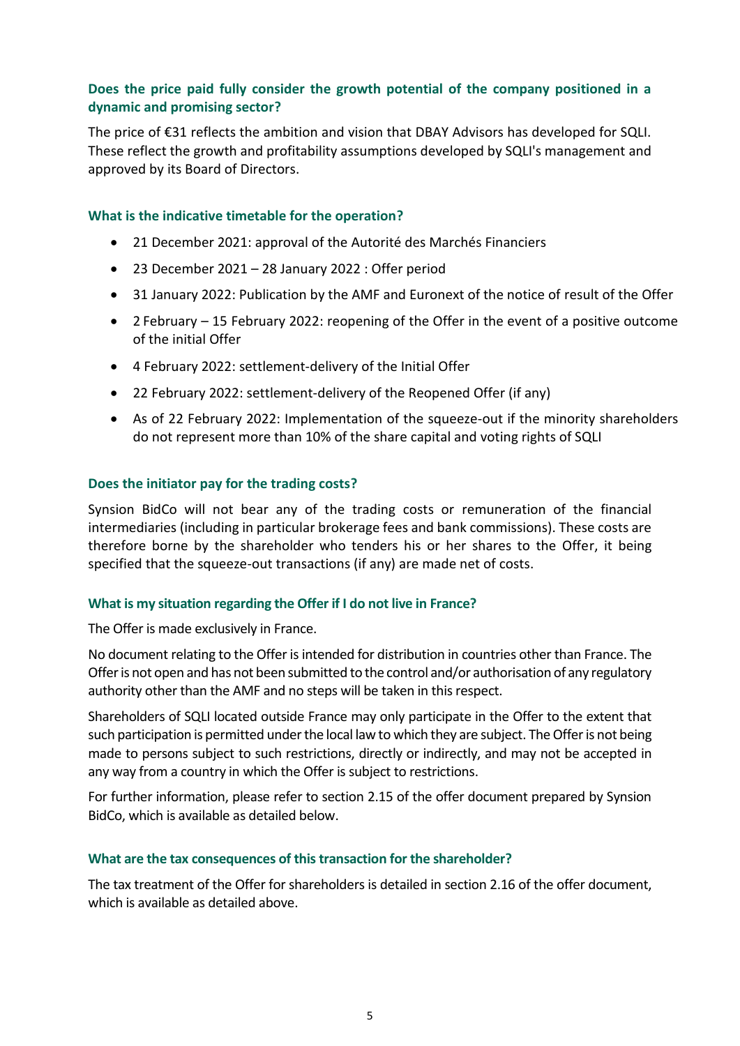### Does the price paid fully consider the growth potential of the company positioned in a dynamic and promising sector?

The price of €31 reflects the ambition and vision that DBAY Advisors has developed for SQLI. These reflect the growth and profitability assumptions developed by SQLI's management and approved by its Board of Directors.

### What is the indicative timetable for the operation?

- 21 December 2021: approval of the Autorité des Marchés Financiers
- 23 December 2021 – 28 January 2022 : Offer period
- 31 January 2022: Publication by the AMF and Euronext of the notice of result of the Offer
- 2 February – 15 February 2022: reopening of the Offer in the event of a positive outcome of the initial Offer
- 4 February 2022: settlement-delivery of the Initial Offer
- 22 February 2022: settlement-delivery of the Reopened Offer (if any)
- As of 22 February 2022: Implementation of the squeeze-out if the minority shareholders do not represent more than 10% of the share capital and voting rights of SQLI

### Does the initiator pay for the trading costs?

Synsion BidCo will not bear any of the trading costs or remuneration of the financial intermediaries (including in particular brokerage fees and bank commissions). These costs are therefore borne by the shareholder who tenders his or her shares to the Offer, it being specified that the squeeze-out transactions (if any) are made net of costs.

### What is my situation regarding the Offer if I do not live in France?

The Offer is made exclusively in France.

No document relating to the Offer is intended for distribution in countries other than France. The Offer is not open and has not been submitted to the control and/or authorisation of any regulatory authority other than the AMF and no steps will be taken in this respect.

Shareholders of SQLI located outside France may only participate in the Offer to the extent that such participation is permitted under the local law to which they are subject. The Offer is not being made to persons subject to such restrictions, directly or indirectly, and may not be accepted in any way from a country in which the Offer is subject to restrictions.

For further information, please refer to section 2.15 of the offer document prepared by Synsion BidCo, which is available as detailed below.

### What are the tax consequences of this transaction for the shareholder?

The tax treatment of the Offer for shareholders is detailed in section 2.16 of the offer document, which is available as detailed above.